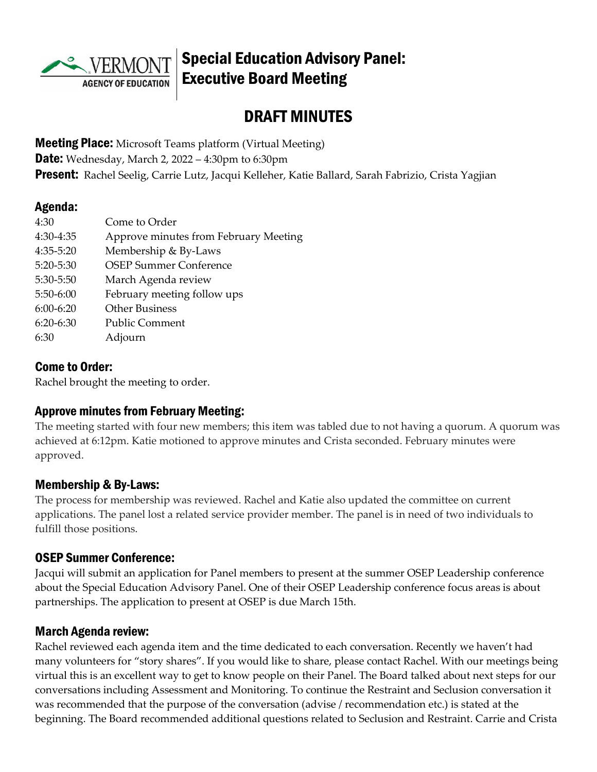# Special Education Advisory Panel: Executive Board Meeting

## DRAFT MINUTES

**Meeting Place:** Microsoft Teams platform (Virtual Meeting)
**Date:** Wednesday, March 2, 2022 – 4:30pm to 6:30pm
**Present:** Rachel Seelig, Carrie Lutz, Jacqui Kelleher, Katie Ballard, Sarah Fabrizio, Crista Yagjian

### Agenda:

| | |
|---|---|
| 4:30 | Come to Order |
| 4:30-4:35 | Approve minutes from February Meeting |
| 4:35-5:20 | Membership & By-Laws |
| 5:20-5:30 | OSEP Summer Conference |
| 5:30-5:50 | March Agenda review |
| 5:50-6:00 | February meeting follow ups |
| 6:00-6:20 | Other Business |
| 6:20-6:30 | Public Comment |
| 6:30 | Adjourn |

### Come to Order:

Rachel brought the meeting to order.

### Approve minutes from February Meeting:

The meeting started with four new members; this item was tabled due to not having a quorum. A quorum was achieved at 6:12pm. Katie motioned to approve minutes and Crista seconded. February minutes were approved.

### Membership & By-Laws:

The process for membership was reviewed. Rachel and Katie also updated the committee on current applications. The panel lost a related service provider member. The panel is in need of two individuals to fulfill those positions.

### OSEP Summer Conference:

Jacqui will submit an application for Panel members to present at the summer OSEP Leadership conference about the Special Education Advisory Panel. One of their OSEP Leadership conference focus areas is about partnerships. The application to present at OSEP is due March 15th.

### March Agenda review:

Rachel reviewed each agenda item and the time dedicated to each conversation. Recently we haven't had many volunteers for "story shares". If you would like to share, please contact Rachel. With our meetings being virtual this is an excellent way to get to know people on their Panel. The Board talked about next steps for our conversations including Assessment and Monitoring. To continue the Restraint and Seclusion conversation it was recommended that the purpose of the conversation (advise / recommendation etc.) is stated at the beginning. The Board recommended additional questions related to Seclusion and Restraint. Carrie and Crista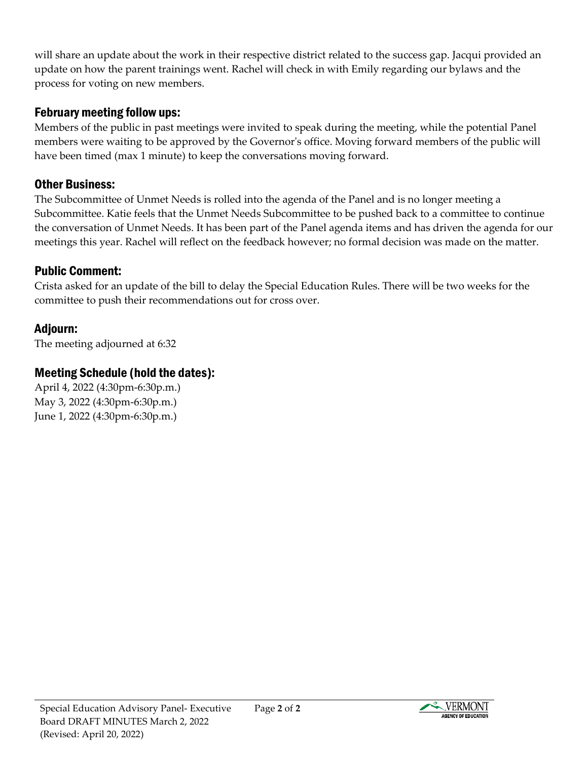will share an update about the work in their respective district related to the success gap. Jacqui provided an update on how the parent trainings went. Rachel will check in with Emily regarding our bylaws and the process for voting on new members.

## February meeting follow ups:

Members of the public in past meetings were invited to speak during the meeting, while the potential Panel members were waiting to be approved by the Governor's office. Moving forward members of the public will have been timed (max 1 minute) to keep the conversations moving forward.

## Other Business:

The Subcommittee of Unmet Needs is rolled into the agenda of the Panel and is no longer meeting a Subcommittee. Katie feels that the Unmet Needs Subcommittee to be pushed back to a committee to continue the conversation of Unmet Needs. It has been part of the Panel agenda items and has driven the agenda for our meetings this year. Rachel will reflect on the feedback however; no formal decision was made on the matter.

## Public Comment:

Crista asked for an update of the bill to delay the Special Education Rules. There will be two weeks for the committee to push their recommendations out for cross over.

## Adjourn:

The meeting adjourned at 6:32

## Meeting Schedule (hold the dates):

April 4, 2022 (4:30pm-6:30p.m.)
May 3, 2022 (4:30pm-6:30p.m.)
June 1, 2022 (4:30pm-6:30p.m.)